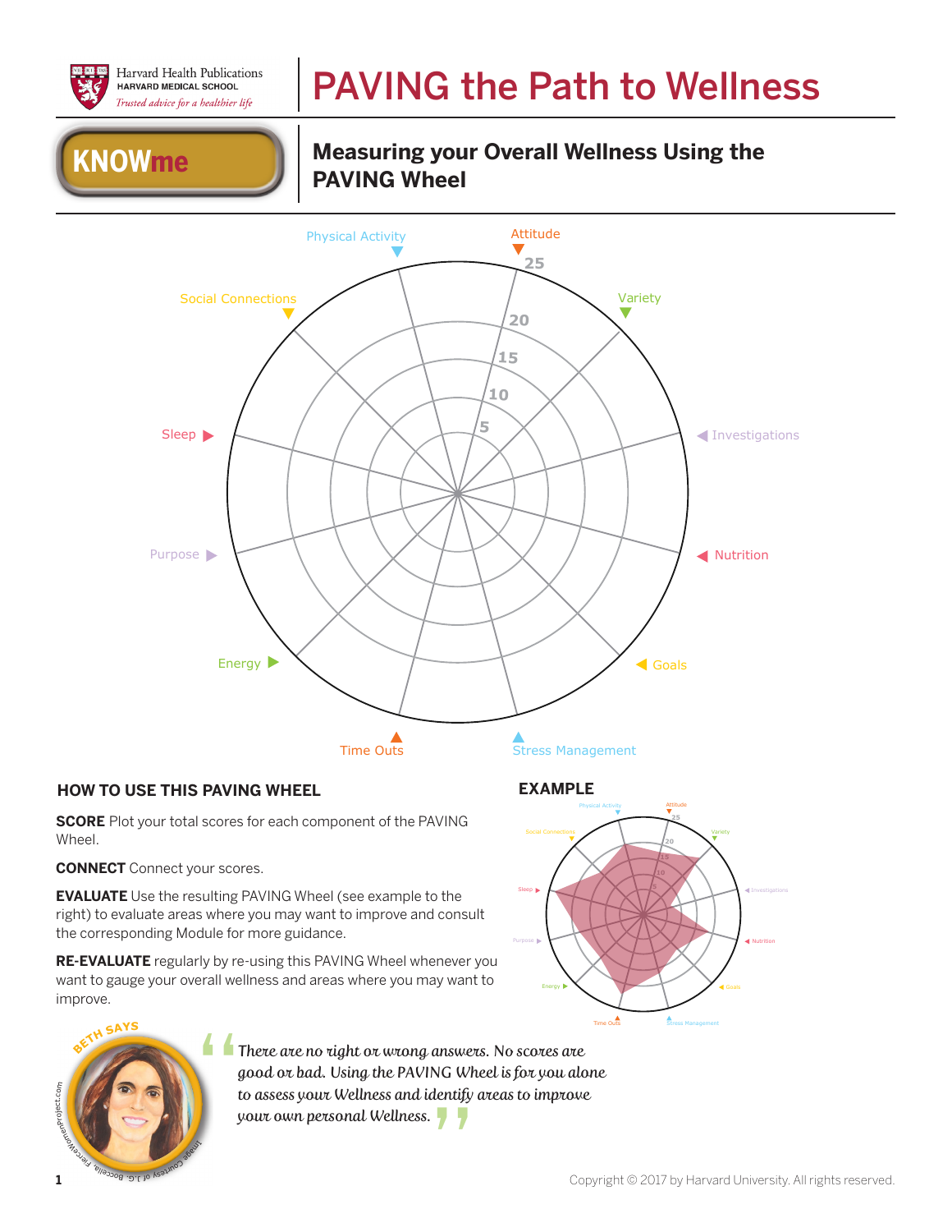Harvard Health Publications
HARVARD MEDICAL SCHOOL
*Trusted advice for a healthier life*

# PAVING the Path to Wellness

**KNOWme**

## Measuring your Overall Wellness Using the PAVING Wheel

Physical Activity
Attitude
Variety
Investigations
Nutrition
Goals
Stress Management
Time Outs
Energy
Purpose
Sleep
Social Connections

25
20
15
10
5

### HOW TO USE THIS PAVING WHEEL

**SCORE** Plot your total scores for each component of the PAVING Wheel.

**CONNECT** Connect your scores.

**EVALUATE** Use the resulting PAVING Wheel (see example to the right) to evaluate areas where you may want to improve and consult the corresponding Module for more guidance.

**RE-EVALUATE** regularly by re-using this PAVING Wheel whenever you want to gauge your overall wellness and areas where you may want to improve.

### EXAMPLE

BETH SAYS

*"There are no right or wrong answers. No scores are good or bad. Using the PAVING Wheel is for you alone to assess your Wellness and identify areas to improve your own personal Wellness."*

Image Courtesy of J.G. Boccella, FierceWomenProject.com

Copyright © 2017 by Harvard University. All rights reserved.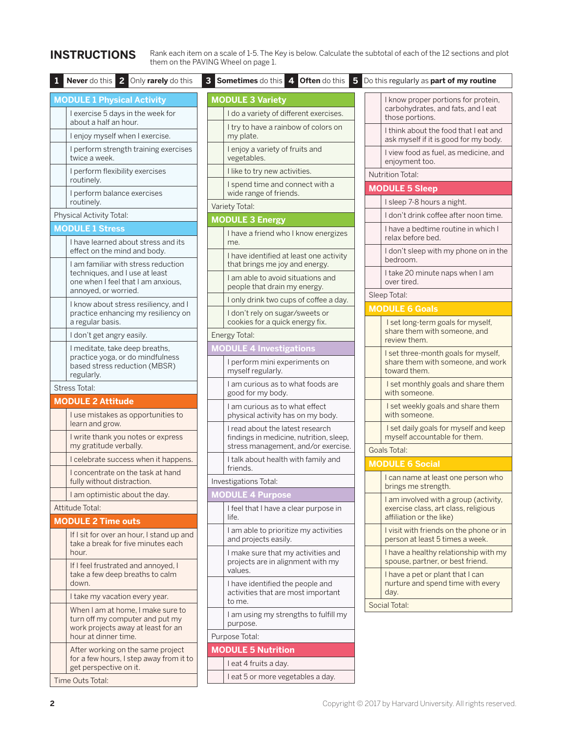## INSTRUCTIONS

Rank each item on a scale of 1-5. The Key is below. Calculate the subtotal of each of the 12 sections and plot them on the PAVING Wheel on page 1.

| 1 | 2 | 3 | 4 | 5 |
|---|---|---|---|---|
| **Never** do this | Only **rarely** do this | **Sometimes** do this | **Often** do this | Do this regularly as **part of my routine** |

### MODULE 1 Physical Activity

| | |
|---|---|
| | I exercise 5 days in the week for about a half an hour. |
| | I enjoy myself when I exercise. |
| | I perform strength training exercises twice a week. |
| | I perform flexibility exercises routinely. |
| | I perform balance exercises routinely. |
| Physical Activity Total: | |

### MODULE 1 Stress

| | |
|---|---|
| | I have learned about stress and its effect on the mind and body. |
| | I am familiar with stress reduction techniques, and I use at least one when I feel that I am anxious, annoyed, or worried. |
| | I know about stress resiliency, and I practice enhancing my resiliency on a regular basis. |
| | I don't get angry easily. |
| | I meditate, take deep breaths, practice yoga, or do mindfulness based stress reduction (MBSR) regularly. |
| Stress Total: | |

### MODULE 2 Attitude

| | |
|---|---|
| | I use mistakes as opportunities to learn and grow. |
| | I write thank you notes or express my gratitude verbally. |
| | I celebrate success when it happens. |
| | I concentrate on the task at hand fully without distraction. |
| | I am optimistic about the day. |
| Attitude Total: | |

### MODULE 2 Time outs

| | |
|---|---|
| | If I sit for over an hour, I stand up and take a break for five minutes each hour. |
| | If I feel frustrated and annoyed, I take a few deep breaths to calm down. |
| | I take my vacation every year. |
| | When I am at home, I make sure to turn off my computer and put my work projects away at least for an hour at dinner time. |
| | After working on the same project for a few hours, I step away from it to get perspective on it. |
| Time Outs Total: | |

### MODULE 3 Variety

| | |
|---|---|
| | I do a variety of different exercises. |
| | I try to have a rainbow of colors on my plate. |
| | I enjoy a variety of fruits and vegetables. |
| | I like to try new activities. |
| | I spend time and connect with a wide range of friends. |
| Variety Total: | |

### MODULE 3 Energy

| | |
|---|---|
| | I have a friend who I know energizes me. |
| | I have identified at least one activity that brings me joy and energy. |
| | I am able to avoid situations and people that drain my energy. |
| | I only drink two cups of coffee a day. |
| | I don't rely on sugar/sweets or cookies for a quick energy fix. |
| Energy Total: | |

### MODULE 4 Investigations

| | |
|---|---|
| | I perform mini experiments on myself regularly. |
| | I am curious as to what foods are good for my body. |
| | I am curious as to what effect physical activity has on my body. |
| | I read about the latest research findings in medicine, nutrition, sleep, stress management, and/or exercise. |
| | I talk about health with family and friends. |
| Investigations Total: | |

### MODULE 4 Purpose

| | |
|---|---|
| | I feel that I have a clear purpose in life. |
| | I am able to prioritize my activities and projects easily. |
| | I make sure that my activities and projects are in alignment with my values. |
| | I have identified the people and activities that are most important to me. |
| | I am using my strengths to fulfill my purpose. |
| Purpose Total: | |

### MODULE 5 Nutrition

| | |
|---|---|
| | I eat 4 fruits a day. |
| | I eat 5 or more vegetables a day. |
| | I know proper portions for protein, carbohydrates, and fats, and I eat those portions. |
| | I think about the food that I eat and ask myself if it is good for my body. |
| | I view food as fuel, as medicine, and enjoyment too. |
| Nutrition Total: | |

### MODULE 5 Sleep

| | |
|---|---|
| | I sleep 7-8 hours a night. |
| | I don't drink coffee after noon time. |
| | I have a bedtime routine in which I relax before bed. |
| | I don't sleep with my phone on in the bedroom. |
| | I take 20 minute naps when I am over tired. |
| Sleep Total: | |

### MODULE 6 Goals

| | |
|---|---|
| | I set long-term goals for myself, share them with someone, and review them. |
| | I set three-month goals for myself, share them with someone, and work toward them. |
| | I set monthly goals and share them with someone. |
| | I set weekly goals and share them with someone. |
| | I set daily goals for myself and keep myself accountable for them. |
| Goals Total: | |

### MODULE 6 Social

| | |
|---|---|
| | I can name at least one person who brings me strength. |
| | I am involved with a group (activity, exercise class, art class, religious affiliation or the like) |
| | I visit with friends on the phone or in person at least 5 times a week. |
| | I have a healthy relationship with my spouse, partner, or best friend. |
| | I have a pet or plant that I can nurture and spend time with every day. |
| Social Total: | |

Copyright © 2017 by Harvard University. All rights reserved.